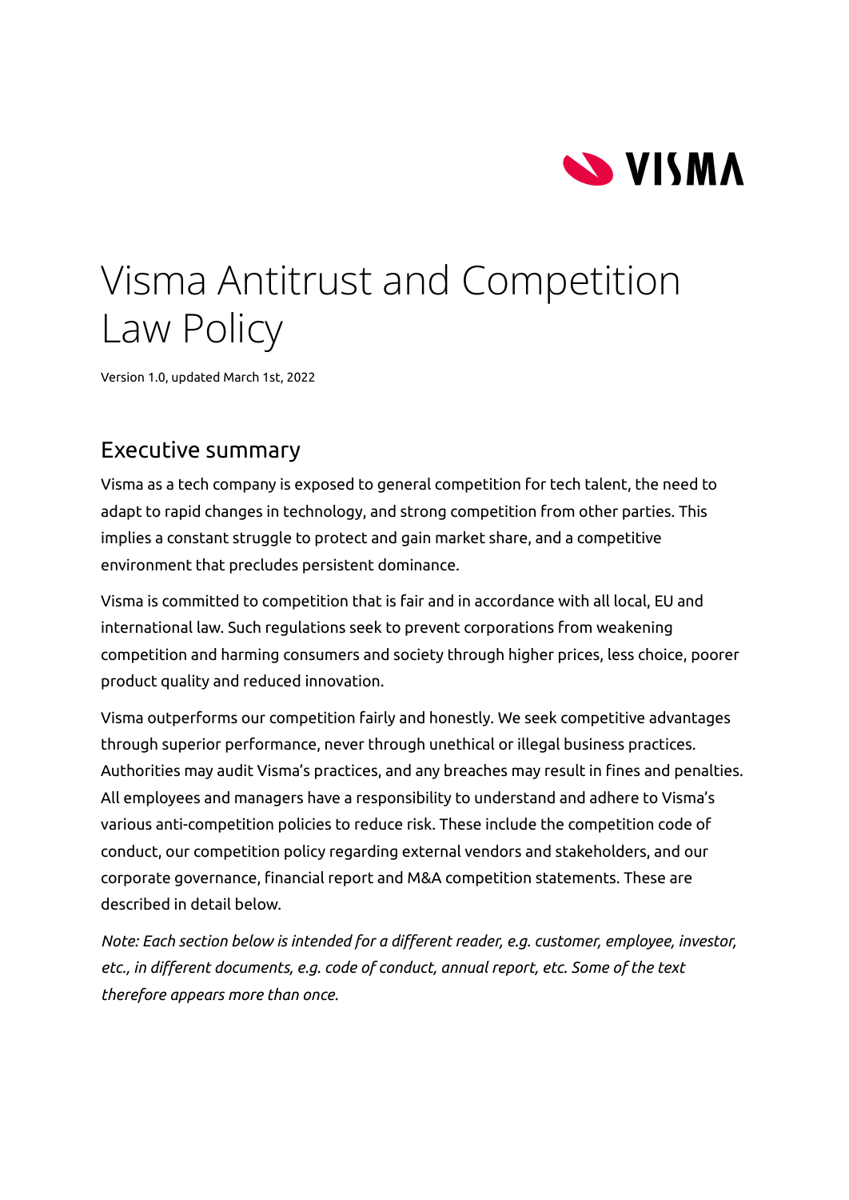# Visma Antitrust and Competition Law Policy

Version 1.0, updated March 1st, 2022

## Executive summary

Visma as a tech company is exposed to general competition for tech talent, the need to adapt to rapid changes in technology, and strong competition from other parties. This implies a constant struggle to protect and gain market share, and a competitive environment that precludes persistent dominance.

Visma is committed to competition that is fair and in accordance with all local, EU and international law. Such regulations seek to prevent corporations from weakening competition and harming consumers and society through higher prices, less choice, poorer product quality and reduced innovation.

Visma outperforms our competition fairly and honestly. We seek competitive advantages through superior performance, never through unethical or illegal business practices. Authorities may audit Visma's practices, and any breaches may result in fines and penalties. All employees and managers have a responsibility to understand and adhere to Visma's various anti-competition policies to reduce risk. These include the competition code of conduct, our competition policy regarding external vendors and stakeholders, and our corporate governance, financial report and M&A competition statements. These are described in detail below.

*Note: Each section below is intended for a different reader, e.g. customer, employee, investor, etc., in different documents, e.g. code of conduct, annual report, etc. Some of the text therefore appears more than once.*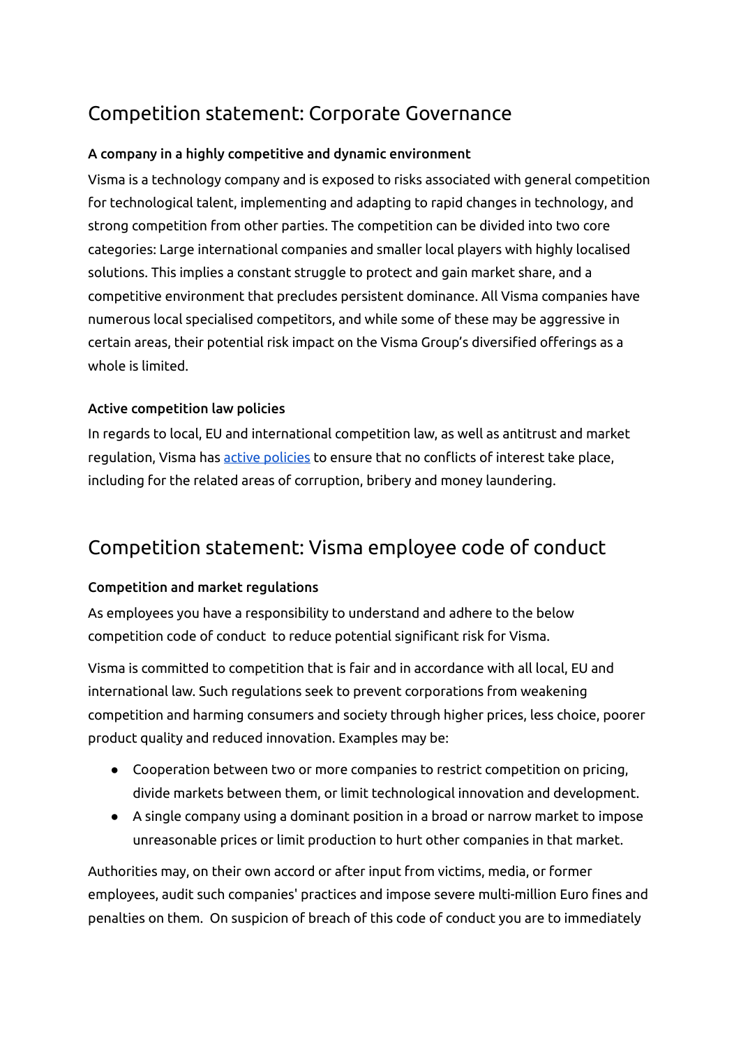# Competition statement: Corporate Governance

**A company in a highly competitive and dynamic environment**

Visma is a technology company and is exposed to risks associated with general competition for technological talent, implementing and adapting to rapid changes in technology, and strong competition from other parties. The competition can be divided into two core categories: Large international companies and smaller local players with highly localised solutions. This implies a constant struggle to protect and gain market share, and a competitive environment that precludes persistent dominance. All Visma companies have numerous local specialised competitors, and while some of these may be aggressive in certain areas, their potential risk impact on the Visma Group's diversified offerings as a whole is limited.

**Active competition law policies**

In regards to local, EU and international competition law, as well as antitrust and market regulation, Visma has [active policies] to ensure that no conflicts of interest take place, including for the related areas of corruption, bribery and money laundering.

# Competition statement: Visma employee code of conduct

**Competition and market regulations**

As employees you have a responsibility to understand and adhere to the below competition code of conduct to reduce potential significant risk for Visma.

Visma is committed to competition that is fair and in accordance with all local, EU and international law. Such regulations seek to prevent corporations from weakening competition and harming consumers and society through higher prices, less choice, poorer product quality and reduced innovation. Examples may be:

- Cooperation between two or more companies to restrict competition on pricing, divide markets between them, or limit technological innovation and development.
- A single company using a dominant position in a broad or narrow market to impose unreasonable prices or limit production to hurt other companies in that market.

Authorities may, on their own accord or after input from victims, media, or former employees, audit such companies' practices and impose severe multi-million Euro fines and penalties on them. On suspicion of breach of this code of conduct you are to immediately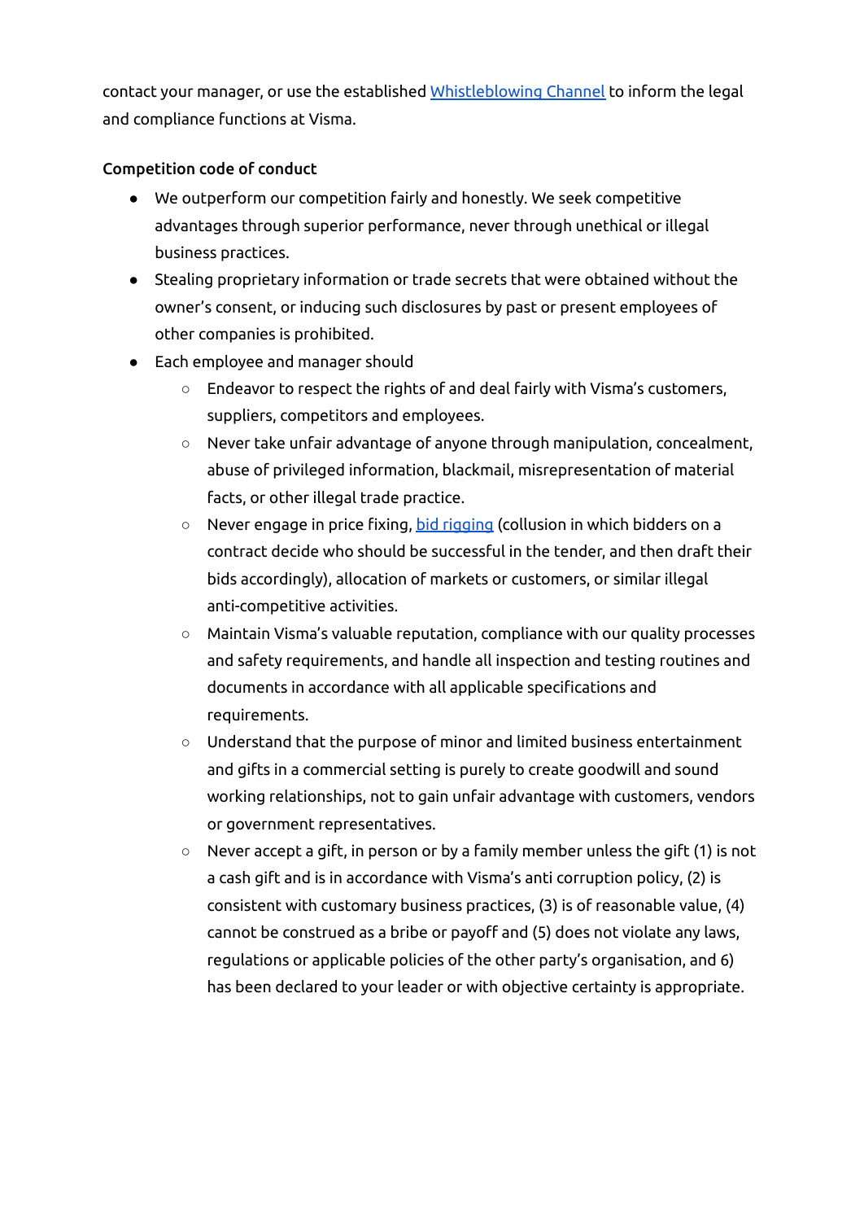contact your manager, or use the established [Whistleblowing Channel] to inform the legal and compliance functions at Visma.

**Competition code of conduct**

- We outperform our competition fairly and honestly. We seek competitive advantages through superior performance, never through unethical or illegal business practices.
- Stealing proprietary information or trade secrets that were obtained without the owner's consent, or inducing such disclosures by past or present employees of other companies is prohibited.
- Each employee and manager should
  - Endeavor to respect the rights of and deal fairly with Visma's customers, suppliers, competitors and employees.
  - Never take unfair advantage of anyone through manipulation, concealment, abuse of privileged information, blackmail, misrepresentation of material facts, or other illegal trade practice.
  - Never engage in price fixing, [bid rigging] (collusion in which bidders on a contract decide who should be successful in the tender, and then draft their bids accordingly), allocation of markets or customers, or similar illegal anti-competitive activities.
  - Maintain Visma's valuable reputation, compliance with our quality processes and safety requirements, and handle all inspection and testing routines and documents in accordance with all applicable specifications and requirements.
  - Understand that the purpose of minor and limited business entertainment and gifts in a commercial setting is purely to create goodwill and sound working relationships, not to gain unfair advantage with customers, vendors or government representatives.
  - Never accept a gift, in person or by a family member unless the gift (1) is not a cash gift and is in accordance with Visma's anti corruption policy, (2) is consistent with customary business practices, (3) is of reasonable value, (4) cannot be construed as a bribe or payoff and (5) does not violate any laws, regulations or applicable policies of the other party's organisation, and 6) has been declared to your leader or with objective certainty is appropriate.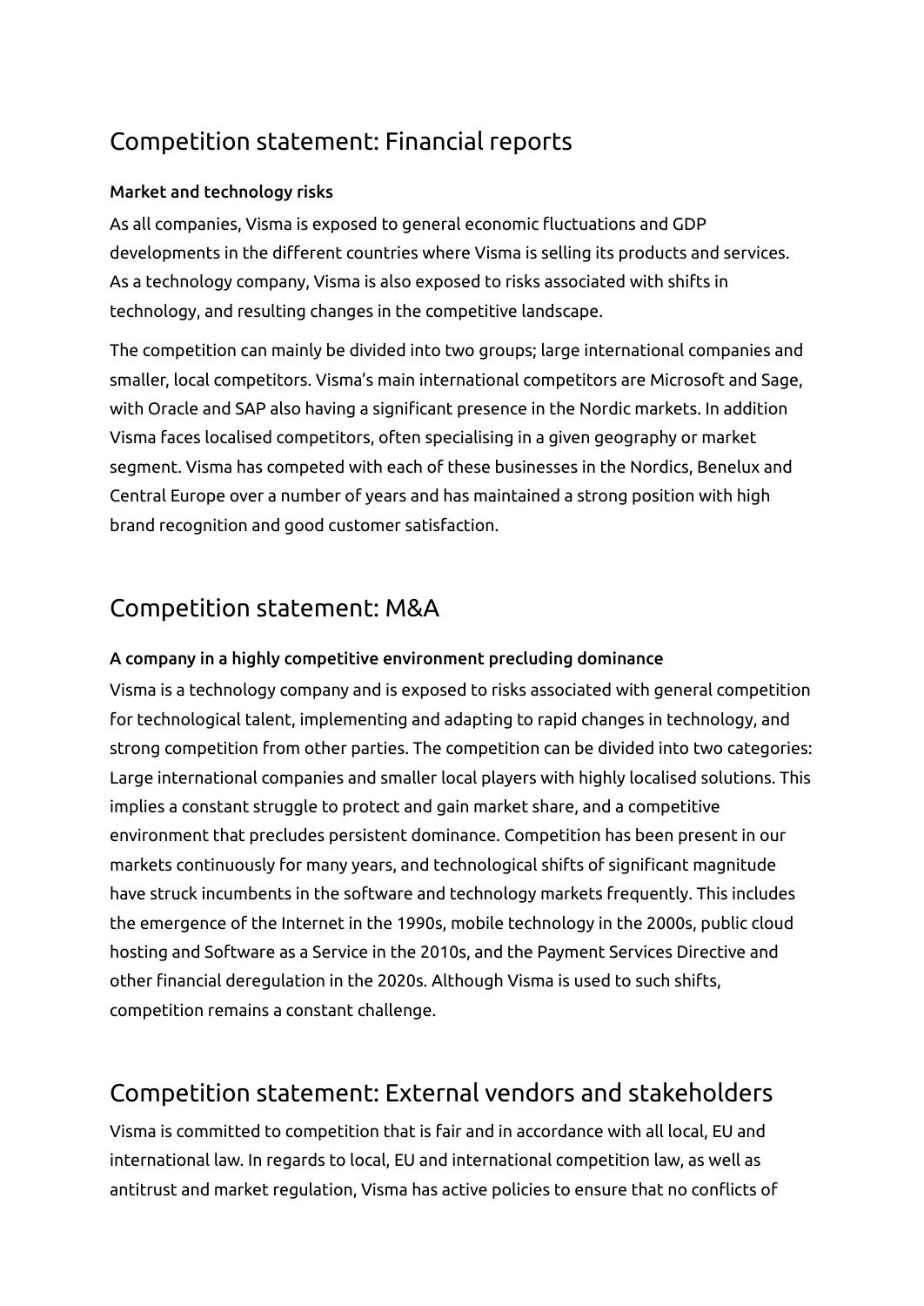## Competition statement: Financial reports

**Market and technology risks**

As all companies, Visma is exposed to general economic fluctuations and GDP developments in the different countries where Visma is selling its products and services. As a technology company, Visma is also exposed to risks associated with shifts in technology, and resulting changes in the competitive landscape.

The competition can mainly be divided into two groups; large international companies and smaller, local competitors. Visma's main international competitors are Microsoft and Sage, with Oracle and SAP also having a significant presence in the Nordic markets. In addition Visma faces localised competitors, often specialising in a given geography or market segment. Visma has competed with each of these businesses in the Nordics, Benelux and Central Europe over a number of years and has maintained a strong position with high brand recognition and good customer satisfaction.

## Competition statement: M&A

**A company in a highly competitive environment precluding dominance**

Visma is a technology company and is exposed to risks associated with general competition for technological talent, implementing and adapting to rapid changes in technology, and strong competition from other parties. The competition can be divided into two categories: Large international companies and smaller local players with highly localised solutions. This implies a constant struggle to protect and gain market share, and a competitive environment that precludes persistent dominance. Competition has been present in our markets continuously for many years, and technological shifts of significant magnitude have struck incumbents in the software and technology markets frequently. This includes the emergence of the Internet in the 1990s, mobile technology in the 2000s, public cloud hosting and Software as a Service in the 2010s, and the Payment Services Directive and other financial deregulation in the 2020s. Although Visma is used to such shifts, competition remains a constant challenge.

## Competition statement: External vendors and stakeholders

Visma is committed to competition that is fair and in accordance with all local, EU and international law. In regards to local, EU and international competition law, as well as antitrust and market regulation, Visma has active policies to ensure that no conflicts of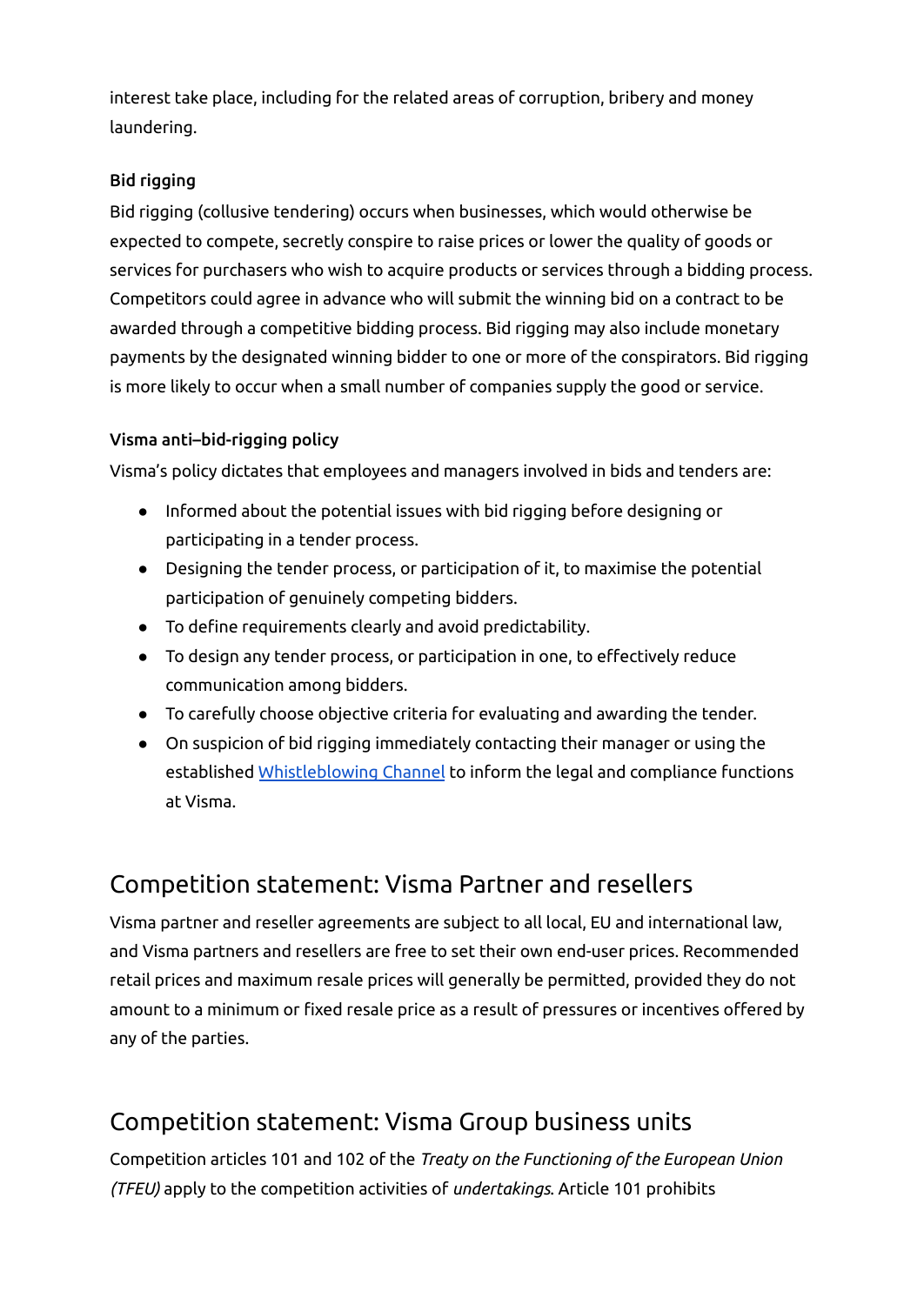interest take place, including for the related areas of corruption, bribery and money laundering.

### Bid rigging

Bid rigging (collusive tendering) occurs when businesses, which would otherwise be expected to compete, secretly conspire to raise prices or lower the quality of goods or services for purchasers who wish to acquire products or services through a bidding process. Competitors could agree in advance who will submit the winning bid on a contract to be awarded through a competitive bidding process. Bid rigging may also include monetary payments by the designated winning bidder to one or more of the conspirators. Bid rigging is more likely to occur when a small number of companies supply the good or service.

### Visma anti–bid-rigging policy

Visma's policy dictates that employees and managers involved in bids and tenders are:

- Informed about the potential issues with bid rigging before designing or participating in a tender process.
- Designing the tender process, or participation of it, to maximise the potential participation of genuinely competing bidders.
- To define requirements clearly and avoid predictability.
- To design any tender process, or participation in one, to effectively reduce communication among bidders.
- To carefully choose objective criteria for evaluating and awarding the tender.
- On suspicion of bid rigging immediately contacting their manager or using the established Whistleblowing Channel to inform the legal and compliance functions at Visma.

## Competition statement: Visma Partner and resellers

Visma partner and reseller agreements are subject to all local, EU and international law, and Visma partners and resellers are free to set their own end-user prices. Recommended retail prices and maximum resale prices will generally be permitted, provided they do not amount to a minimum or fixed resale price as a result of pressures or incentives offered by any of the parties.

## Competition statement: Visma Group business units

Competition articles 101 and 102 of the *Treaty on the Functioning of the European Union (TFEU)* apply to the competition activities of *undertakings*. Article 101 prohibits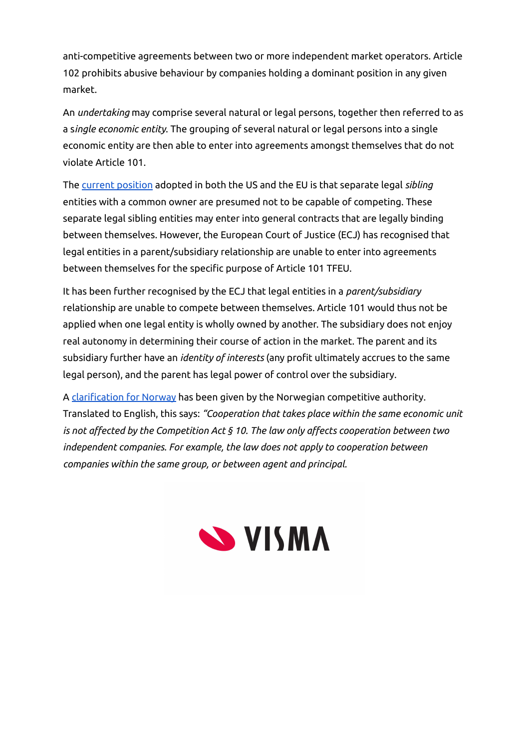anti-competitive agreements between two or more independent market operators. Article 102 prohibits abusive behaviour by companies holding a dominant position in any given market.

An *undertaking* may comprise several natural or legal persons, together then referred to as a s*ingle economic entity*. The grouping of several natural or legal persons into a single economic entity are then able to enter into agreements amongst themselves that do not violate Article 101.

The current position adopted in both the US and the EU is that separate legal *sibling* entities with a common owner are presumed not to be capable of competing. These separate legal sibling entities may enter into general contracts that are legally binding between themselves. However, the European Court of Justice (ECJ) has recognised that legal entities in a parent/subsidiary relationship are unable to enter into agreements between themselves for the specific purpose of Article 101 TFEU.

It has been further recognised by the ECJ that legal entities in a *parent/subsidiary* relationship are unable to compete between themselves. Article 101 would thus not be applied when one legal entity is wholly owned by another. The subsidiary does not enjoy real autonomy in determining their course of action in the market. The parent and its subsidiary further have an *identity of interests* (any profit ultimately accrues to the same legal person), and the parent has legal power of control over the subsidiary.

A clarification for Norway has been given by the Norwegian competitive authority. Translated to English, this says: *"Cooperation that takes place within the same economic unit is not affected by the Competition Act § 10. The law only affects cooperation between two independent companies. For example, the law does not apply to cooperation between companies within the same group, or between agent and principal.*

VISMA